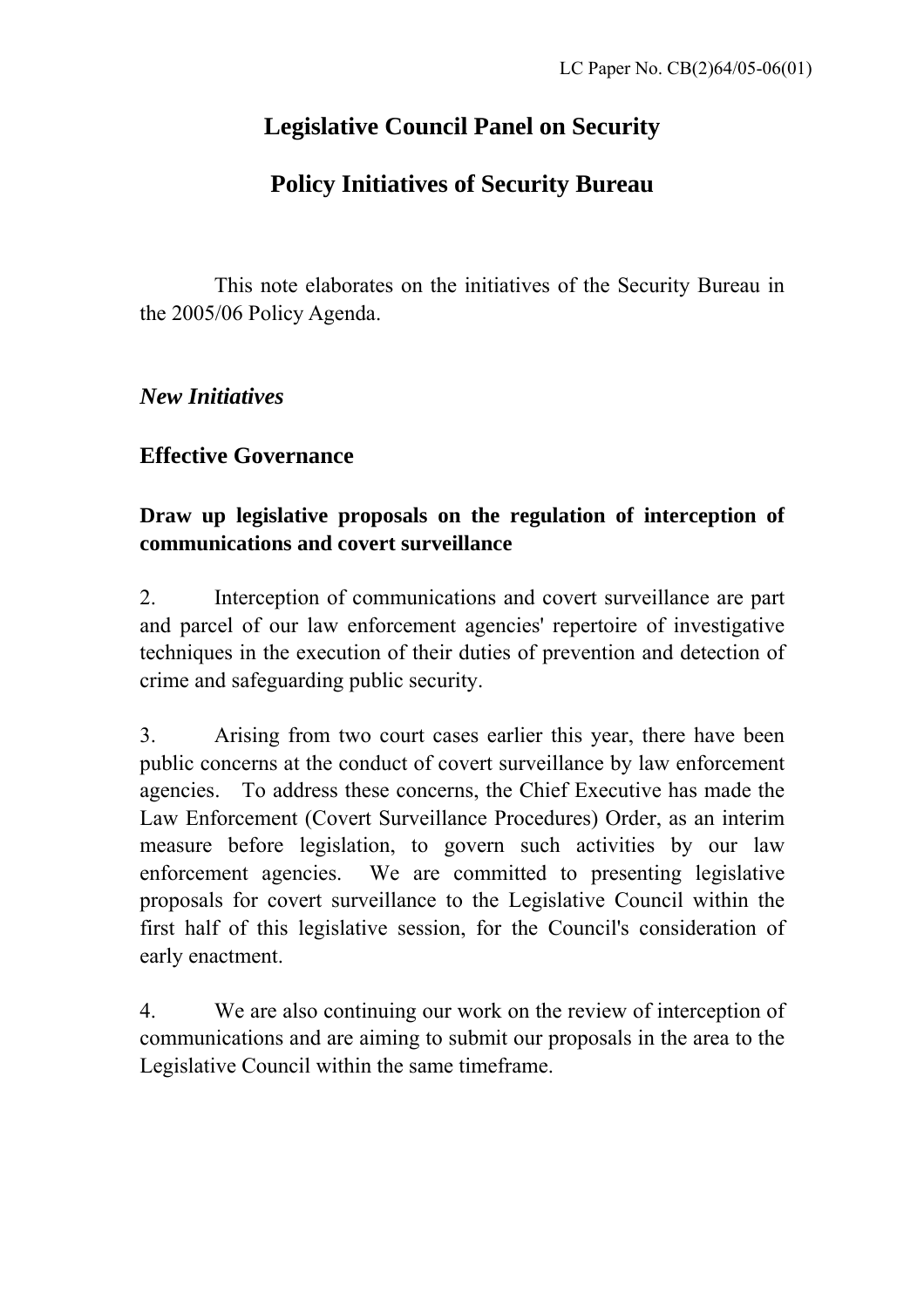LC Paper No. CB(2)64/05-06(01)

# Legislative Council Panel on Security

# Policy Initiatives of Security Bureau

This note elaborates on the initiatives of the Security Bureau in the 2005/06 Policy Agenda.

## *New Initiatives*

## Effective Governance

### Draw up legislative proposals on the regulation of interception of communications and covert surveillance

2. Interception of communications and covert surveillance are part and parcel of our law enforcement agencies' repertoire of investigative techniques in the execution of their duties of prevention and detection of crime and safeguarding public security.

3. Arising from two court cases earlier this year, there have been public concerns at the conduct of covert surveillance by law enforcement agencies. To address these concerns, the Chief Executive has made the Law Enforcement (Covert Surveillance Procedures) Order, as an interim measure before legislation, to govern such activities by our law enforcement agencies. We are committed to presenting legislative proposals for covert surveillance to the Legislative Council within the first half of this legislative session, for the Council's consideration of early enactment.

4. We are also continuing our work on the review of interception of communications and are aiming to submit our proposals in the area to the Legislative Council within the same timeframe.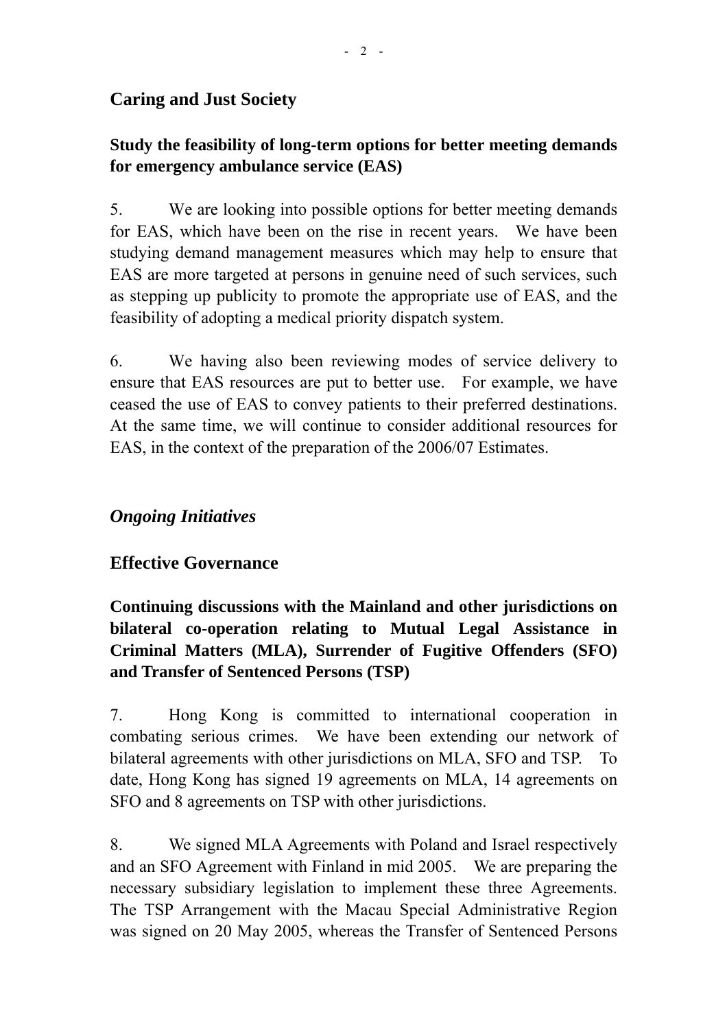## Caring and Just Society

### Study the feasibility of long-term options for better meeting demands for emergency ambulance service (EAS)

5. We are looking into possible options for better meeting demands for EAS, which have been on the rise in recent years. We have been studying demand management measures which may help to ensure that EAS are more targeted at persons in genuine need of such services, such as stepping up publicity to promote the appropriate use of EAS, and the feasibility of adopting a medical priority dispatch system.

6. We having also been reviewing modes of service delivery to ensure that EAS resources are put to better use. For example, we have ceased the use of EAS to convey patients to their preferred destinations. At the same time, we will continue to consider additional resources for EAS, in the context of the preparation of the 2006/07 Estimates.

## *Ongoing Initiatives*

## Effective Governance

### Continuing discussions with the Mainland and other jurisdictions on bilateral co-operation relating to Mutual Legal Assistance in Criminal Matters (MLA), Surrender of Fugitive Offenders (SFO) and Transfer of Sentenced Persons (TSP)

7. Hong Kong is committed to international cooperation in combating serious crimes. We have been extending our network of bilateral agreements with other jurisdictions on MLA, SFO and TSP. To date, Hong Kong has signed 19 agreements on MLA, 14 agreements on SFO and 8 agreements on TSP with other jurisdictions.

8. We signed MLA Agreements with Poland and Israel respectively and an SFO Agreement with Finland in mid 2005. We are preparing the necessary subsidiary legislation to implement these three Agreements. The TSP Arrangement with the Macau Special Administrative Region was signed on 20 May 2005, whereas the Transfer of Sentenced Persons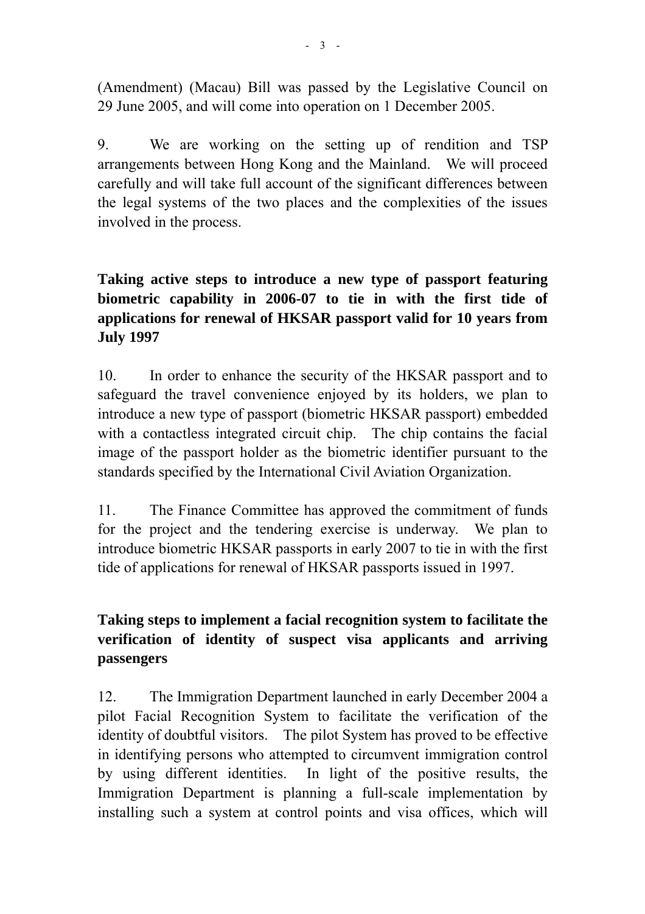(Amendment) (Macau) Bill was passed by the Legislative Council on 29 June 2005, and will come into operation on 1 December 2005.

9. We are working on the setting up of rendition and TSP arrangements between Hong Kong and the Mainland. We will proceed carefully and will take full account of the significant differences between the legal systems of the two places and the complexities of the issues involved in the process.

**Taking active steps to introduce a new type of passport featuring biometric capability in 2006-07 to tie in with the first tide of applications for renewal of HKSAR passport valid for 10 years from July 1997**

10. In order to enhance the security of the HKSAR passport and to safeguard the travel convenience enjoyed by its holders, we plan to introduce a new type of passport (biometric HKSAR passport) embedded with a contactless integrated circuit chip. The chip contains the facial image of the passport holder as the biometric identifier pursuant to the standards specified by the International Civil Aviation Organization.

11. The Finance Committee has approved the commitment of funds for the project and the tendering exercise is underway. We plan to introduce biometric HKSAR passports in early 2007 to tie in with the first tide of applications for renewal of HKSAR passports issued in 1997.

**Taking steps to implement a facial recognition system to facilitate the verification of identity of suspect visa applicants and arriving passengers**

12. The Immigration Department launched in early December 2004 a pilot Facial Recognition System to facilitate the verification of the identity of doubtful visitors. The pilot System has proved to be effective in identifying persons who attempted to circumvent immigration control by using different identities. In light of the positive results, the Immigration Department is planning a full-scale implementation by installing such a system at control points and visa offices, which will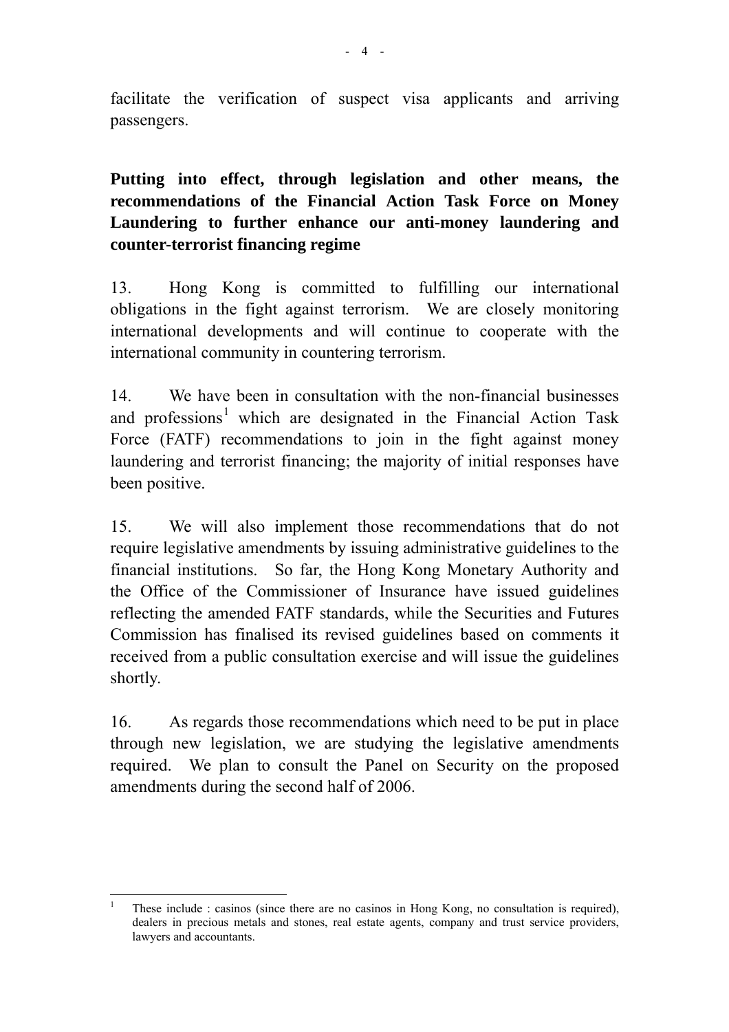facilitate the verification of suspect visa applicants and arriving passengers.

**Putting into effect, through legislation and other means, the recommendations of the Financial Action Task Force on Money Laundering to further enhance our anti-money laundering and counter-terrorist financing regime**

13. Hong Kong is committed to fulfilling our international obligations in the fight against terrorism. We are closely monitoring international developments and will continue to cooperate with the international community in countering terrorism.

14. We have been in consultation with the non-financial businesses and professions[1] which are designated in the Financial Action Task Force (FATF) recommendations to join in the fight against money laundering and terrorist financing; the majority of initial responses have been positive.

15. We will also implement those recommendations that do not require legislative amendments by issuing administrative guidelines to the financial institutions. So far, the Hong Kong Monetary Authority and the Office of the Commissioner of Insurance have issued guidelines reflecting the amended FATF standards, while the Securities and Futures Commission has finalised its revised guidelines based on comments it received from a public consultation exercise and will issue the guidelines shortly.

16. As regards those recommendations which need to be put in place through new legislation, we are studying the legislative amendments required. We plan to consult the Panel on Security on the proposed amendments during the second half of 2006.

---

[1] These include : casinos (since there are no casinos in Hong Kong, no consultation is required), dealers in precious metals and stones, real estate agents, company and trust service providers, lawyers and accountants.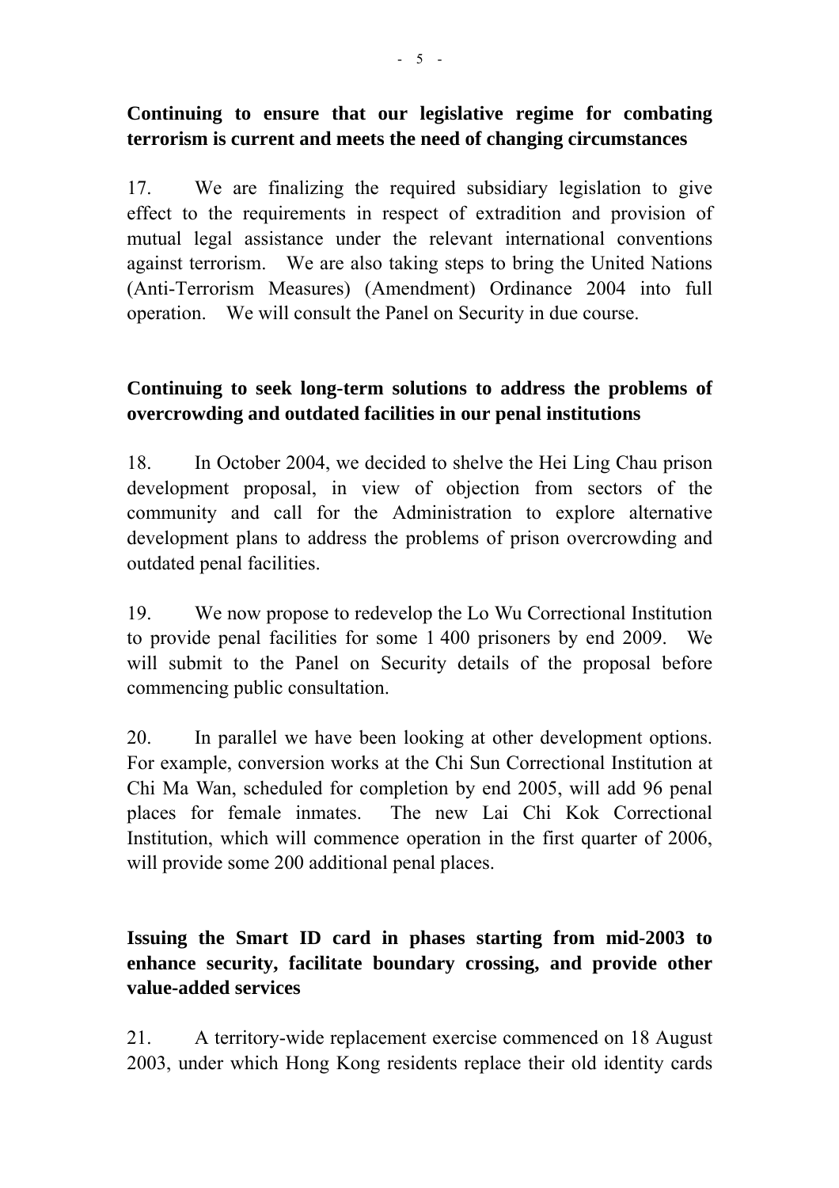**Continuing to ensure that our legislative regime for combating terrorism is current and meets the need of changing circumstances**

17. We are finalizing the required subsidiary legislation to give effect to the requirements in respect of extradition and provision of mutual legal assistance under the relevant international conventions against terrorism. We are also taking steps to bring the United Nations (Anti-Terrorism Measures) (Amendment) Ordinance 2004 into full operation. We will consult the Panel on Security in due course.

**Continuing to seek long-term solutions to address the problems of overcrowding and outdated facilities in our penal institutions**

18. In October 2004, we decided to shelve the Hei Ling Chau prison development proposal, in view of objection from sectors of the community and call for the Administration to explore alternative development plans to address the problems of prison overcrowding and outdated penal facilities.

19. We now propose to redevelop the Lo Wu Correctional Institution to provide penal facilities for some 1 400 prisoners by end 2009. We will submit to the Panel on Security details of the proposal before commencing public consultation.

20. In parallel we have been looking at other development options. For example, conversion works at the Chi Sun Correctional Institution at Chi Ma Wan, scheduled for completion by end 2005, will add 96 penal places for female inmates. The new Lai Chi Kok Correctional Institution, which will commence operation in the first quarter of 2006, will provide some 200 additional penal places.

**Issuing the Smart ID card in phases starting from mid-2003 to enhance security, facilitate boundary crossing, and provide other value-added services**

21. A territory-wide replacement exercise commenced on 18 August 2003, under which Hong Kong residents replace their old identity cards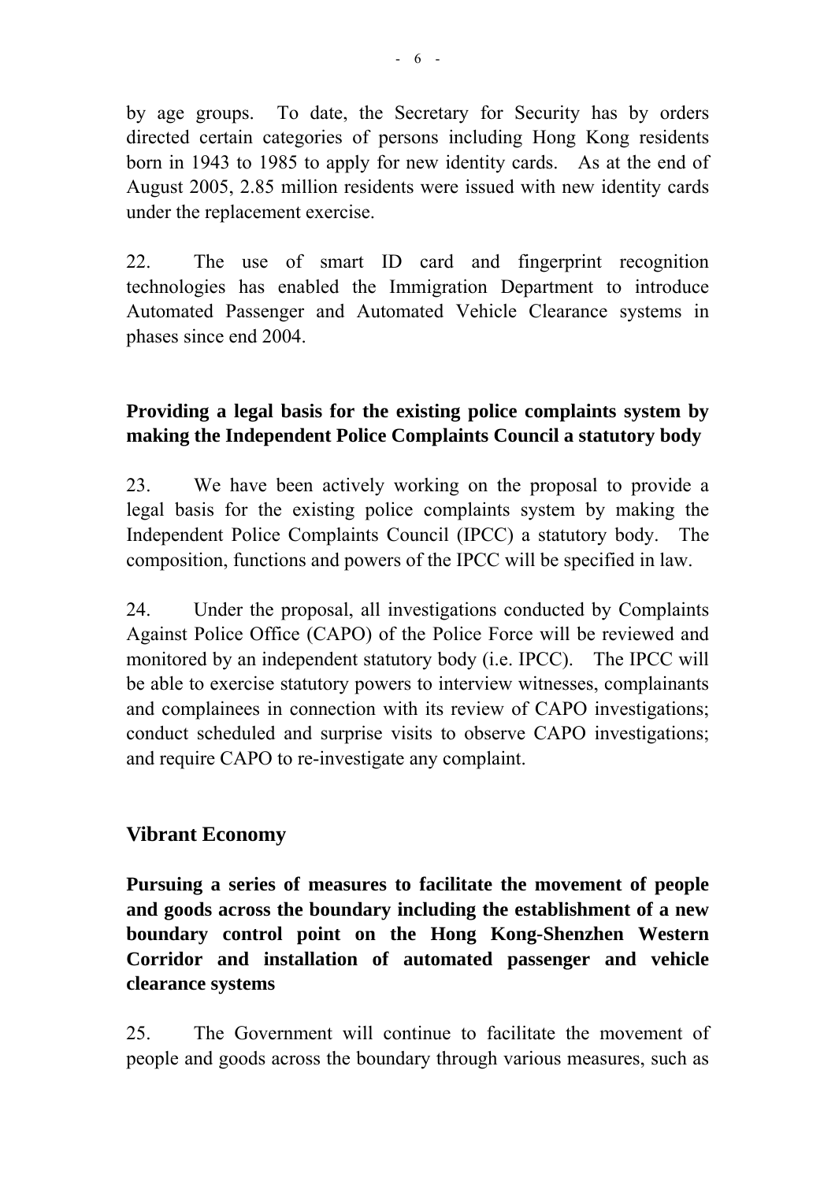by age groups. To date, the Secretary for Security has by orders directed certain categories of persons including Hong Kong residents born in 1943 to 1985 to apply for new identity cards. As at the end of August 2005, 2.85 million residents were issued with new identity cards under the replacement exercise.

22. The use of smart ID card and fingerprint recognition technologies has enabled the Immigration Department to introduce Automated Passenger and Automated Vehicle Clearance systems in phases since end 2004.

**Providing a legal basis for the existing police complaints system by making the Independent Police Complaints Council a statutory body**

23. We have been actively working on the proposal to provide a legal basis for the existing police complaints system by making the Independent Police Complaints Council (IPCC) a statutory body. The composition, functions and powers of the IPCC will be specified in law.

24. Under the proposal, all investigations conducted by Complaints Against Police Office (CAPO) of the Police Force will be reviewed and monitored by an independent statutory body (i.e. IPCC). The IPCC will be able to exercise statutory powers to interview witnesses, complainants and complainees in connection with its review of CAPO investigations; conduct scheduled and surprise visits to observe CAPO investigations; and require CAPO to re-investigate any complaint.

## Vibrant Economy

**Pursuing a series of measures to facilitate the movement of people and goods across the boundary including the establishment of a new boundary control point on the Hong Kong-Shenzhen Western Corridor and installation of automated passenger and vehicle clearance systems**

25. The Government will continue to facilitate the movement of people and goods across the boundary through various measures, such as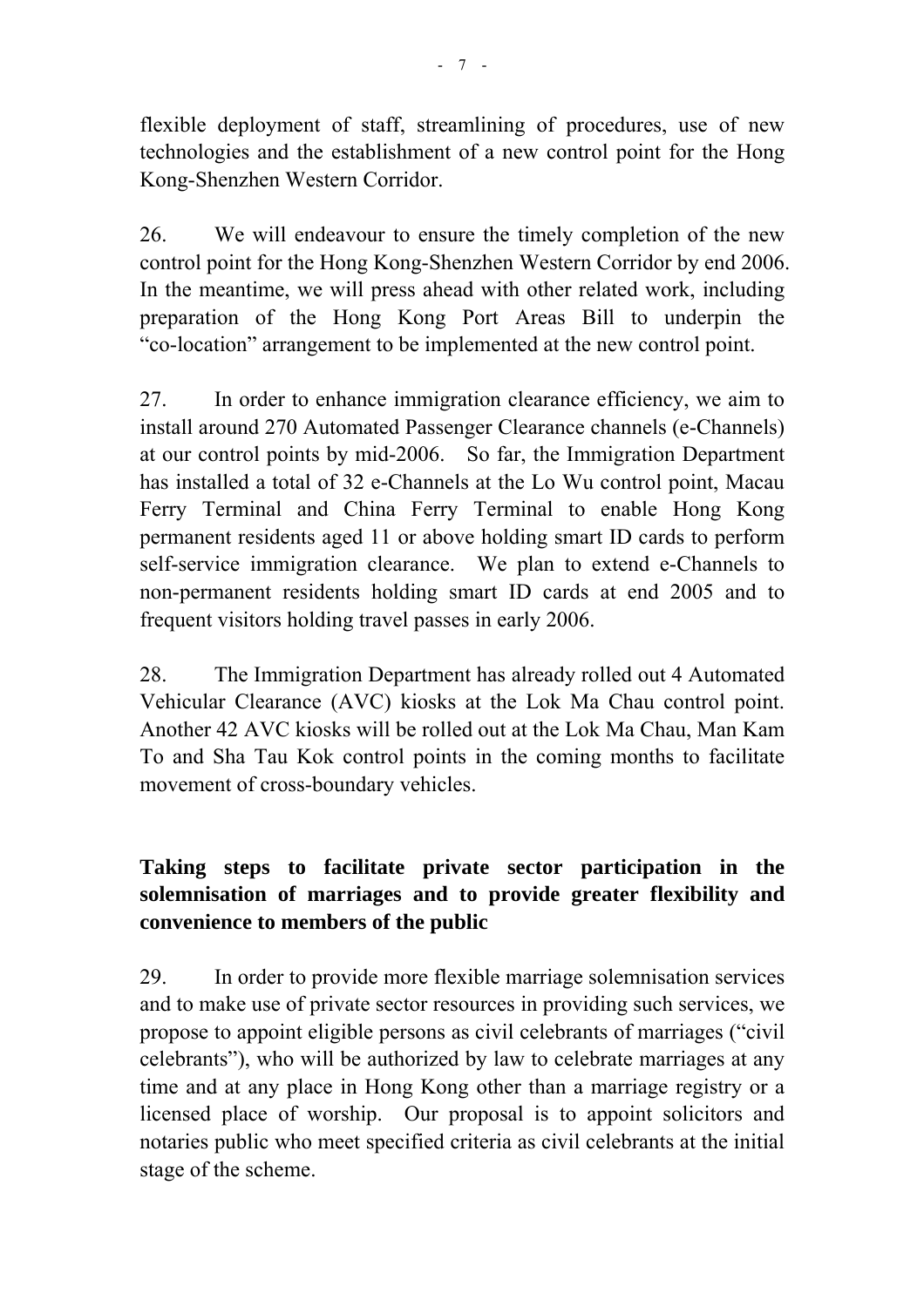flexible deployment of staff, streamlining of procedures, use of new technologies and the establishment of a new control point for the Hong Kong-Shenzhen Western Corridor.

26. We will endeavour to ensure the timely completion of the new control point for the Hong Kong-Shenzhen Western Corridor by end 2006. In the meantime, we will press ahead with other related work, including preparation of the Hong Kong Port Areas Bill to underpin the "co-location" arrangement to be implemented at the new control point.

27. In order to enhance immigration clearance efficiency, we aim to install around 270 Automated Passenger Clearance channels (e-Channels) at our control points by mid-2006. So far, the Immigration Department has installed a total of 32 e-Channels at the Lo Wu control point, Macau Ferry Terminal and China Ferry Terminal to enable Hong Kong permanent residents aged 11 or above holding smart ID cards to perform self-service immigration clearance. We plan to extend e-Channels to non-permanent residents holding smart ID cards at end 2005 and to frequent visitors holding travel passes in early 2006.

28. The Immigration Department has already rolled out 4 Automated Vehicular Clearance (AVC) kiosks at the Lok Ma Chau control point. Another 42 AVC kiosks will be rolled out at the Lok Ma Chau, Man Kam To and Sha Tau Kok control points in the coming months to facilitate movement of cross-boundary vehicles.

**Taking steps to facilitate private sector participation in the solemnisation of marriages and to provide greater flexibility and convenience to members of the public**

29. In order to provide more flexible marriage solemnisation services and to make use of private sector resources in providing such services, we propose to appoint eligible persons as civil celebrants of marriages ("civil celebrants"), who will be authorized by law to celebrate marriages at any time and at any place in Hong Kong other than a marriage registry or a licensed place of worship. Our proposal is to appoint solicitors and notaries public who meet specified criteria as civil celebrants at the initial stage of the scheme.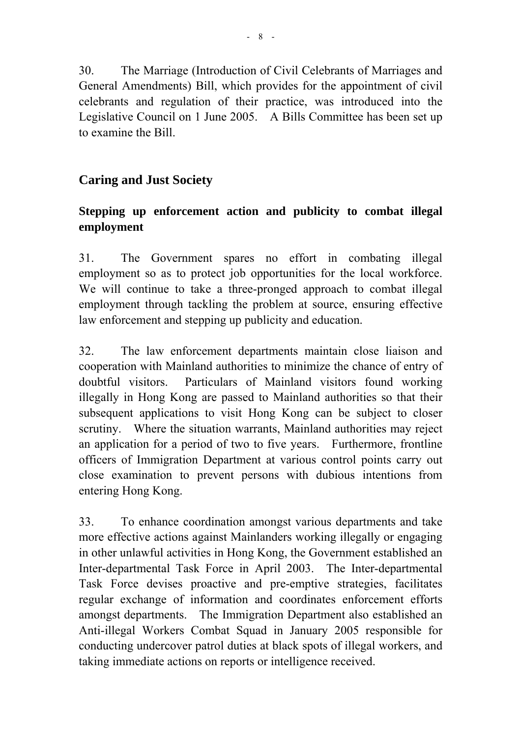30. The Marriage (Introduction of Civil Celebrants of Marriages and General Amendments) Bill, which provides for the appointment of civil celebrants and regulation of their practice, was introduced into the Legislative Council on 1 June 2005. A Bills Committee has been set up to examine the Bill.

## Caring and Just Society

### Stepping up enforcement action and publicity to combat illegal employment

31. The Government spares no effort in combating illegal employment so as to protect job opportunities for the local workforce. We will continue to take a three-pronged approach to combat illegal employment through tackling the problem at source, ensuring effective law enforcement and stepping up publicity and education.

32. The law enforcement departments maintain close liaison and cooperation with Mainland authorities to minimize the chance of entry of doubtful visitors. Particulars of Mainland visitors found working illegally in Hong Kong are passed to Mainland authorities so that their subsequent applications to visit Hong Kong can be subject to closer scrutiny. Where the situation warrants, Mainland authorities may reject an application for a period of two to five years. Furthermore, frontline officers of Immigration Department at various control points carry out close examination to prevent persons with dubious intentions from entering Hong Kong.

33. To enhance coordination amongst various departments and take more effective actions against Mainlanders working illegally or engaging in other unlawful activities in Hong Kong, the Government established an Inter-departmental Task Force in April 2003. The Inter-departmental Task Force devises proactive and pre-emptive strategies, facilitates regular exchange of information and coordinates enforcement efforts amongst departments. The Immigration Department also established an Anti-illegal Workers Combat Squad in January 2005 responsible for conducting undercover patrol duties at black spots of illegal workers, and taking immediate actions on reports or intelligence received.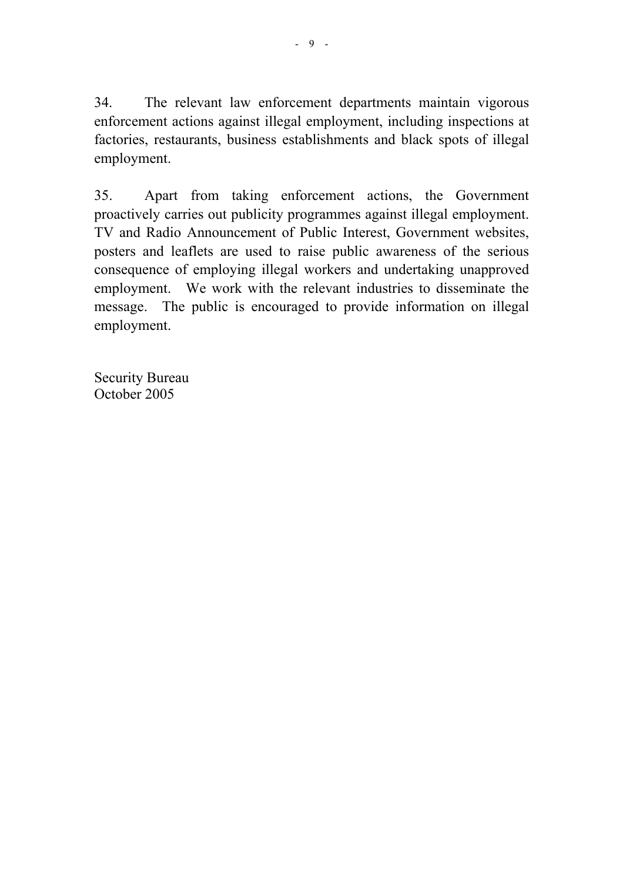34. The relevant law enforcement departments maintain vigorous enforcement actions against illegal employment, including inspections at factories, restaurants, business establishments and black spots of illegal employment.

35. Apart from taking enforcement actions, the Government proactively carries out publicity programmes against illegal employment. TV and Radio Announcement of Public Interest, Government websites, posters and leaflets are used to raise public awareness of the serious consequence of employing illegal workers and undertaking unapproved employment. We work with the relevant industries to disseminate the message. The public is encouraged to provide information on illegal employment.

Security Bureau
October 2005